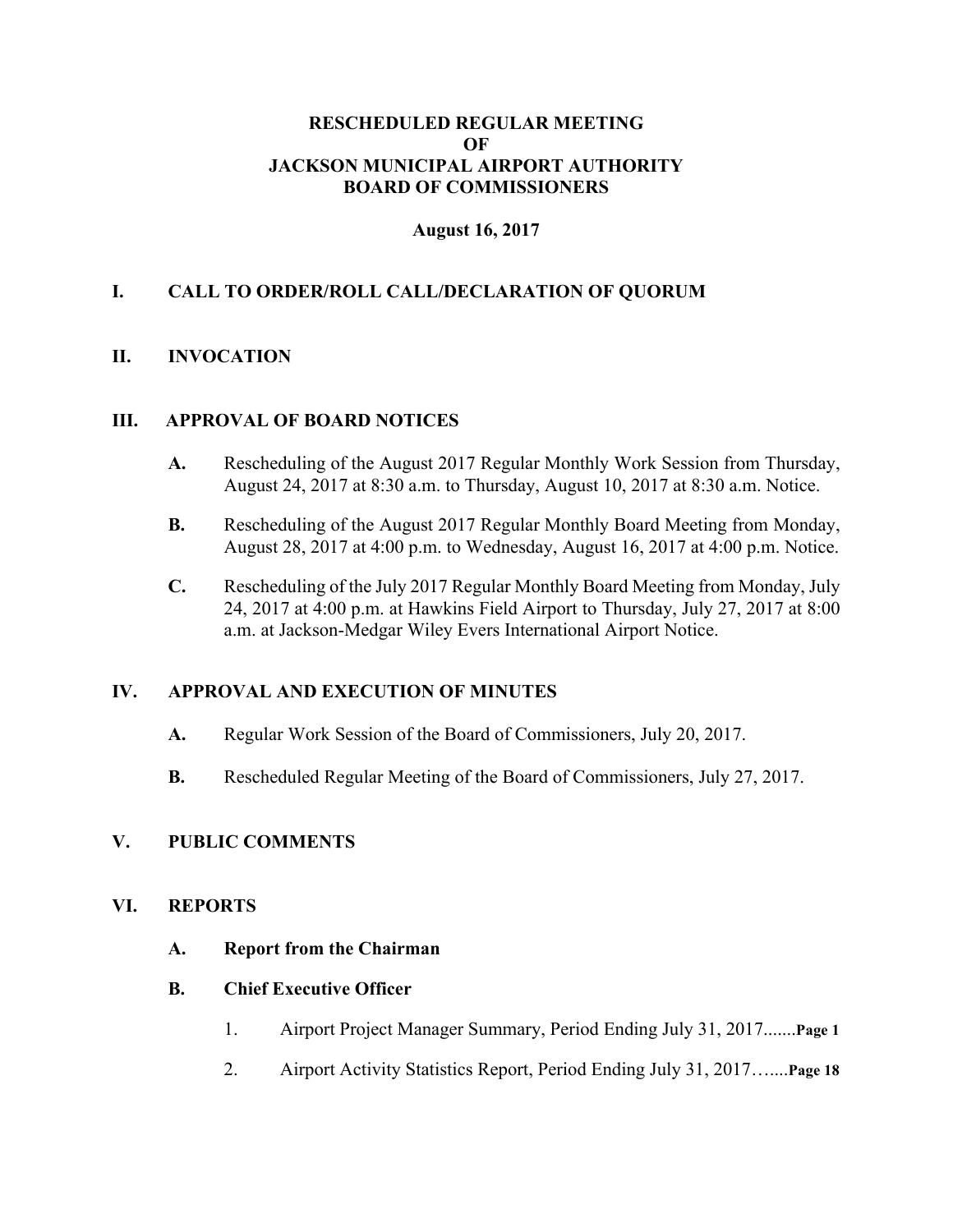**RESCHEDULED REGULAR MEETING**
**OF**
**JACKSON MUNICIPAL AIRPORT AUTHORITY**
**BOARD OF COMMISSIONERS**

**August 16, 2017**

## I. CALL TO ORDER/ROLL CALL/DECLARATION OF QUORUM

## II. INVOCATION

## III. APPROVAL OF BOARD NOTICES

**A.** Rescheduling of the August 2017 Regular Monthly Work Session from Thursday, August 24, 2017 at 8:30 a.m. to Thursday, August 10, 2017 at 8:30 a.m. Notice.

**B.** Rescheduling of the August 2017 Regular Monthly Board Meeting from Monday, August 28, 2017 at 4:00 p.m. to Wednesday, August 16, 2017 at 4:00 p.m. Notice.

**C.** Rescheduling of the July 2017 Regular Monthly Board Meeting from Monday, July 24, 2017 at 4:00 p.m. at Hawkins Field Airport to Thursday, July 27, 2017 at 8:00 a.m. at Jackson-Medgar Wiley Evers International Airport Notice.

## IV. APPROVAL AND EXECUTION OF MINUTES

**A.** Regular Work Session of the Board of Commissioners, July 20, 2017.

**B.** Rescheduled Regular Meeting of the Board of Commissioners, July 27, 2017.

## V. PUBLIC COMMENTS

## VI. REPORTS

**A. Report from the Chairman**

**B. Chief Executive Officer**

1. Airport Project Manager Summary, Period Ending July 31, 2017.......**Page 1**
2. Airport Activity Statistics Report, Period Ending July 31, 2017…....**Page 18**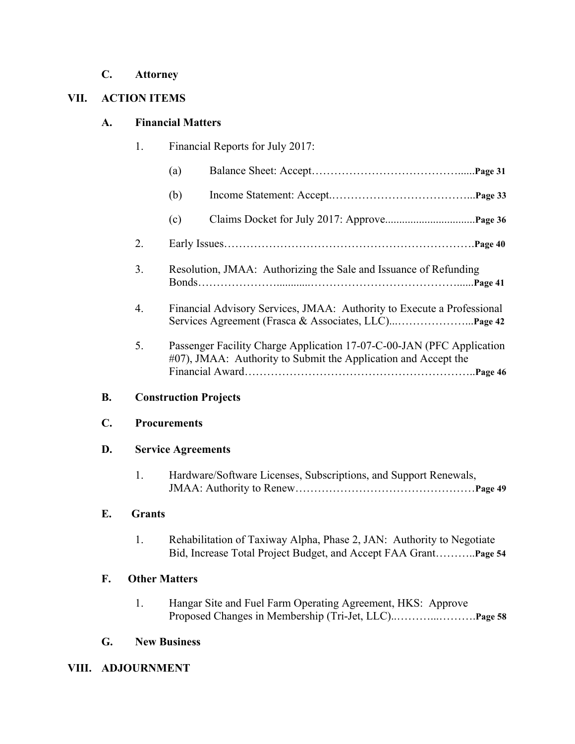**C. Attorney**

**VII. ACTION ITEMS**

**A. Financial Matters**

1. Financial Reports for July 2017:

   (a) Balance Sheet: Accept…………………………………......**Page 31**

   (b) Income Statement: Accept.………………………………...**Page 33**

   (c) Claims Docket for July 2017: Approve................................**Page 36**

2. Early Issues………………………………………………………….**Page 40**

3. Resolution, JMAA: Authorizing the Sale and Issuance of Refunding Bonds…………………............……………………………………......**Page 41**

4. Financial Advisory Services, JMAA: Authority to Execute a Professional Services Agreement (Frasca & Associates, LLC)...………………...**Page 42**

5. Passenger Facility Charge Application 17-07-C-00-JAN (PFC Application #07), JMAA: Authority to Submit the Application and Accept the Financial Award……………………………………………………..**Page 46**

**B. Construction Projects**

**C. Procurements**

**D. Service Agreements**

1. Hardware/Software Licenses, Subscriptions, and Support Renewals, JMAA: Authority to Renew…………………………………………**Page 49**

**E. Grants**

1. Rehabilitation of Taxiway Alpha, Phase 2, JAN: Authority to Negotiate Bid, Increase Total Project Budget, and Accept FAA Grant………..**Page 54**

**F. Other Matters**

1. Hangar Site and Fuel Farm Operating Agreement, HKS: Approve Proposed Changes in Membership (Tri-Jet, LLC)..………...……….**Page 58**

**G. New Business**

**VIII. ADJOURNMENT**